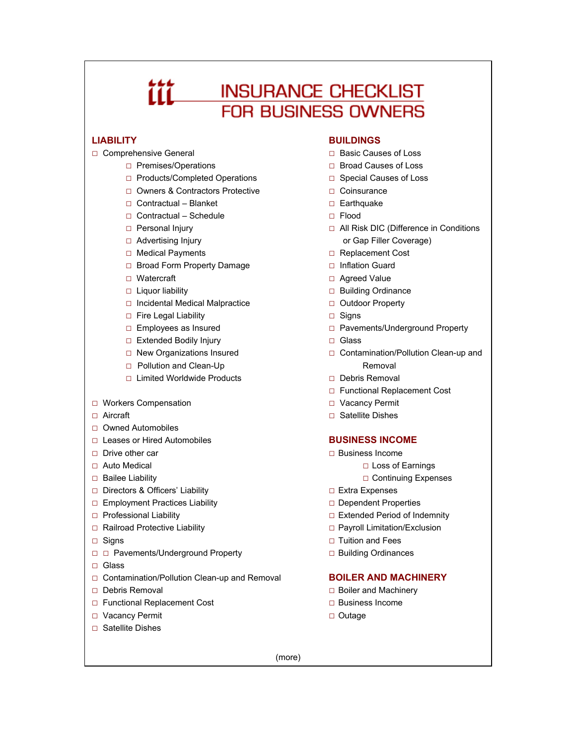# INSURANCE CHECKLIST FOR BUSINESS OWNERS

## LIABILITY

- ☐ Comprehensive General
  - ☐ Premises/Operations
  - ☐ Products/Completed Operations
  - ☐ Owners & Contractors Protective
  - ☐ Contractual – Blanket
  - ☐ Contractual – Schedule
  - ☐ Personal Injury
  - ☐ Advertising Injury
  - ☐ Medical Payments
  - ☐ Broad Form Property Damage
  - ☐ Watercraft
  - ☐ Liquor liability
  - ☐ Incidental Medical Malpractice
  - ☐ Fire Legal Liability
  - ☐ Employees as Insured
  - ☐ Extended Bodily Injury
  - ☐ New Organizations Insured
  - ☐ Pollution and Clean-Up
  - ☐ Limited Worldwide Products

- ☐ Workers Compensation
- ☐ Aircraft
- ☐ Owned Automobiles
- ☐ Leases or Hired Automobiles
- ☐ Drive other car
- ☐ Auto Medical
- ☐ Bailee Liability
- ☐ Directors & Officers' Liability
- ☐ Employment Practices Liability
- ☐ Professional Liability
- ☐ Railroad Protective Liability
- ☐ Signs
- ☐ ☐ Pavements/Underground Property
- ☐ Glass
- ☐ Contamination/Pollution Clean-up and Removal
- ☐ Debris Removal
- ☐ Functional Replacement Cost
- ☐ Vacancy Permit
- ☐ Satellite Dishes

## BUILDINGS

- ☐ Basic Causes of Loss
- ☐ Broad Causes of Loss
- ☐ Special Causes of Loss
- ☐ Coinsurance
- ☐ Earthquake
- ☐ Flood
- ☐ All Risk DIC (Difference in Conditions or Gap Filler Coverage)
- ☐ Replacement Cost
- ☐ Inflation Guard
- ☐ Agreed Value
- ☐ Building Ordinance
- ☐ Outdoor Property
- ☐ Signs
- ☐ Pavements/Underground Property
- ☐ Glass
- ☐ Contamination/Pollution Clean-up and Removal
- ☐ Debris Removal
- ☐ Functional Replacement Cost
- ☐ Vacancy Permit
- ☐ Satellite Dishes

## BUSINESS INCOME

- ☐ Business Income
  - ☐ Loss of Earnings
  - ☐ Continuing Expenses
- ☐ Extra Expenses
- ☐ Dependent Properties
- ☐ Extended Period of Indemnity
- ☐ Payroll Limitation/Exclusion
- ☐ Tuition and Fees
- ☐ Building Ordinances

## BOILER AND MACHINERY

- ☐ Boiler and Machinery
- ☐ Business Income
- ☐ Outage

(more)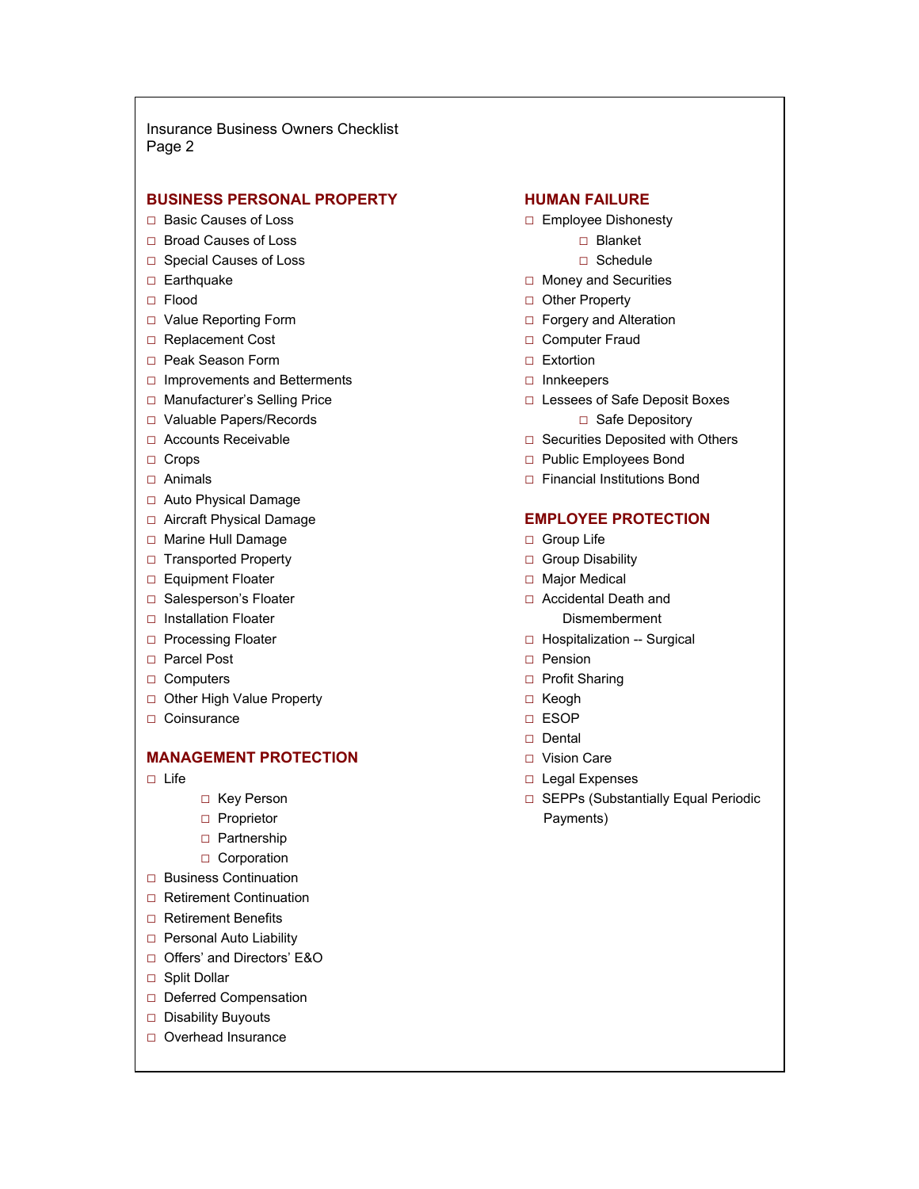Insurance Business Owners Checklist
Page 2

## BUSINESS PERSONAL PROPERTY

- ☐ Basic Causes of Loss
- ☐ Broad Causes of Loss
- ☐ Special Causes of Loss
- ☐ Earthquake
- ☐ Flood
- ☐ Value Reporting Form
- ☐ Replacement Cost
- ☐ Peak Season Form
- ☐ Improvements and Betterments
- ☐ Manufacturer's Selling Price
- ☐ Valuable Papers/Records
- ☐ Accounts Receivable
- ☐ Crops
- ☐ Animals
- ☐ Auto Physical Damage
- ☐ Aircraft Physical Damage
- ☐ Marine Hull Damage
- ☐ Transported Property
- ☐ Equipment Floater
- ☐ Salesperson's Floater
- ☐ Installation Floater
- ☐ Processing Floater
- ☐ Parcel Post
- ☐ Computers
- ☐ Other High Value Property
- ☐ Coinsurance

## MANAGEMENT PROTECTION

- ☐ Life
    - ☐ Key Person
    - ☐ Proprietor
    - ☐ Partnership
    - ☐ Corporation
- ☐ Business Continuation
- ☐ Retirement Continuation
- ☐ Retirement Benefits
- ☐ Personal Auto Liability
- ☐ Offers' and Directors' E&O
- ☐ Split Dollar
- ☐ Deferred Compensation
- ☐ Disability Buyouts
- ☐ Overhead Insurance

## HUMAN FAILURE

- ☐ Employee Dishonesty
    - ☐ Blanket
    - ☐ Schedule
- ☐ Money and Securities
- ☐ Other Property
- ☐ Forgery and Alteration
- ☐ Computer Fraud
- ☐ Extortion
- ☐ Innkeepers
- ☐ Lessees of Safe Deposit Boxes
    - ☐ Safe Depository
- ☐ Securities Deposited with Others
- ☐ Public Employees Bond
- ☐ Financial Institutions Bond

## EMPLOYEE PROTECTION

- ☐ Group Life
- ☐ Group Disability
- ☐ Major Medical
- ☐ Accidental Death and Dismemberment
- ☐ Hospitalization -- Surgical
- ☐ Pension
- ☐ Profit Sharing
- ☐ Keogh
- ☐ ESOP
- ☐ Dental
- ☐ Vision Care
- ☐ Legal Expenses
- ☐ SEPPs (Substantially Equal Periodic Payments)